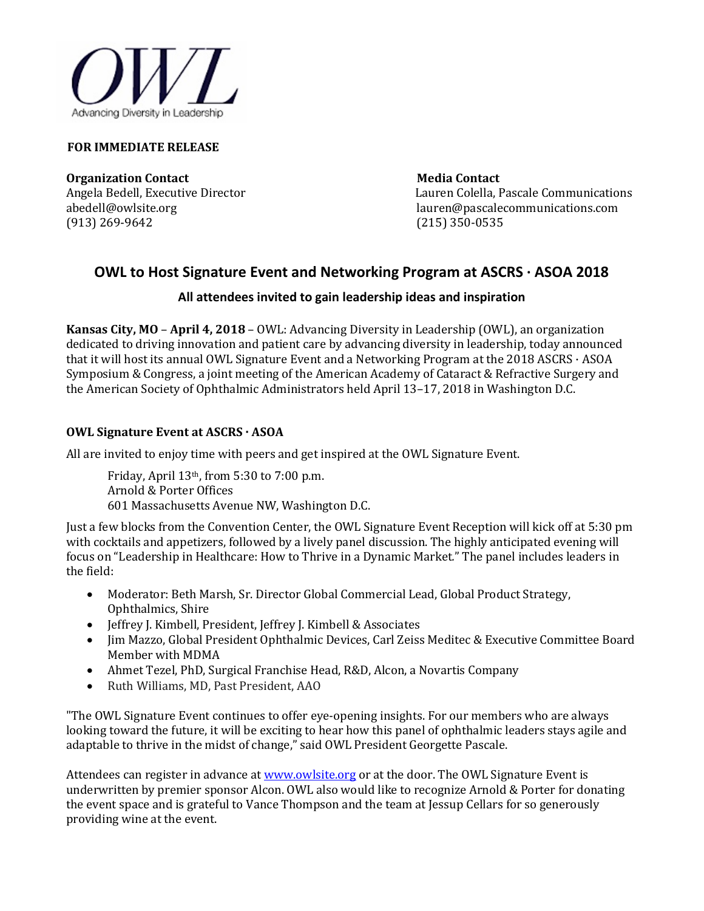OWL

Advancing Diversity in Leadership

**FOR IMMEDIATE RELEASE**

**Organization Contact**
Angela Bedell, Executive Director
abedell@owlsite.org
(913) 269-9642

**Media Contact**
Lauren Colella, Pascale Communications
lauren@pascalecommunications.com
(215) 350-0535

## OWL to Host Signature Event and Networking Program at ASCRS · ASOA 2018

### All attendees invited to gain leadership ideas and inspiration

**Kansas City, MO** – **April 4, 2018** – OWL: Advancing Diversity in Leadership (OWL), an organization dedicated to driving innovation and patient care by advancing diversity in leadership, today announced that it will host its annual OWL Signature Event and a Networking Program at the 2018 ASCRS · ASOA Symposium & Congress, a joint meeting of the American Academy of Cataract & Refractive Surgery and the American Society of Ophthalmic Administrators held April 13–17, 2018 in Washington D.C.

### OWL Signature Event at ASCRS · ASOA

All are invited to enjoy time with peers and get inspired at the OWL Signature Event.

> Friday, April 13th, from 5:30 to 7:00 p.m.
> Arnold & Porter Offices
> 601 Massachusetts Avenue NW, Washington D.C.

Just a few blocks from the Convention Center, the OWL Signature Event Reception will kick off at 5:30 pm with cocktails and appetizers, followed by a lively panel discussion. The highly anticipated evening will focus on "Leadership in Healthcare: How to Thrive in a Dynamic Market." The panel includes leaders in the field:

- Moderator: Beth Marsh, Sr. Director Global Commercial Lead, Global Product Strategy, Ophthalmics, Shire
- Jeffrey J. Kimbell, President, Jeffrey J. Kimbell & Associates
- Jim Mazzo, Global President Ophthalmic Devices, Carl Zeiss Meditec & Executive Committee Board Member with MDMA
- Ahmet Tezel, PhD, Surgical Franchise Head, R&D, Alcon, a Novartis Company
- Ruth Williams, MD, Past President, AAO

"The OWL Signature Event continues to offer eye-opening insights. For our members who are always looking toward the future, it will be exciting to hear how this panel of ophthalmic leaders stays agile and adaptable to thrive in the midst of change," said OWL President Georgette Pascale.

Attendees can register in advance at www.owlsite.org or at the door. The OWL Signature Event is underwritten by premier sponsor Alcon. OWL also would like to recognize Arnold & Porter for donating the event space and is grateful to Vance Thompson and the team at Jessup Cellars for so generously providing wine at the event.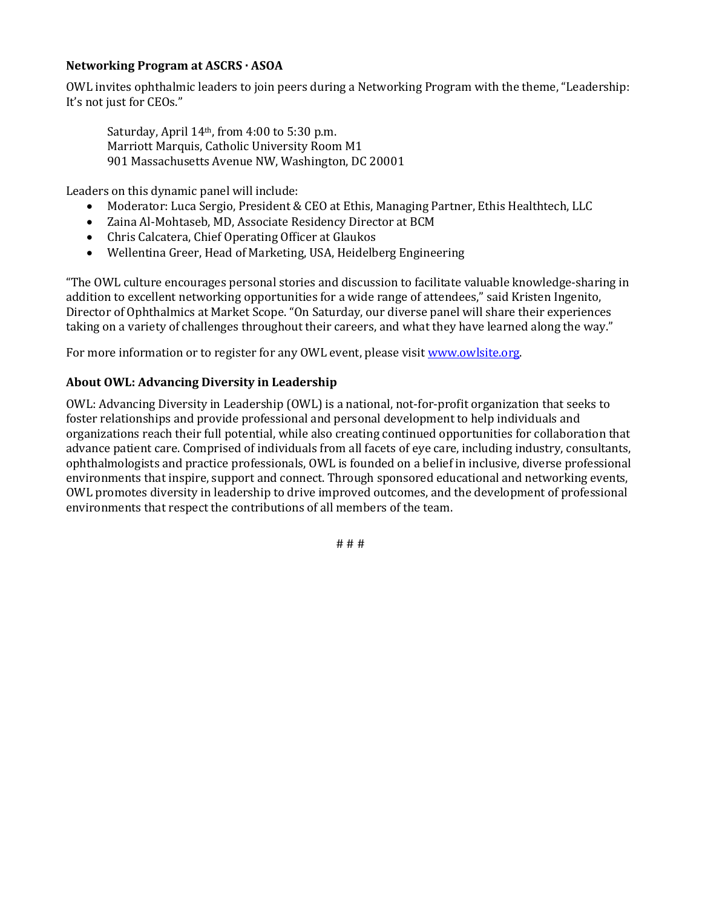### Networking Program at ASCRS · ASOA

OWL invites ophthalmic leaders to join peers during a Networking Program with the theme, "Leadership: It's not just for CEOs."

Saturday, April 14th, from 4:00 to 5:30 p.m.
Marriott Marquis, Catholic University Room M1
901 Massachusetts Avenue NW, Washington, DC 20001

Leaders on this dynamic panel will include:

- Moderator: Luca Sergio, President & CEO at Ethis, Managing Partner, Ethis Healthtech, LLC
- Zaina Al-Mohtaseb, MD, Associate Residency Director at BCM
- Chris Calcatera, Chief Operating Officer at Glaukos
- Wellentina Greer, Head of Marketing, USA, Heidelberg Engineering

"The OWL culture encourages personal stories and discussion to facilitate valuable knowledge-sharing in addition to excellent networking opportunities for a wide range of attendees," said Kristen Ingenito, Director of Ophthalmics at Market Scope. "On Saturday, our diverse panel will share their experiences taking on a variety of challenges throughout their careers, and what they have learned along the way."

For more information or to register for any OWL event, please visit [www.owlsite.org](http://www.owlsite.org).

### About OWL: Advancing Diversity in Leadership

OWL: Advancing Diversity in Leadership (OWL) is a national, not-for-profit organization that seeks to foster relationships and provide professional and personal development to help individuals and organizations reach their full potential, while also creating continued opportunities for collaboration that advance patient care. Comprised of individuals from all facets of eye care, including industry, consultants, ophthalmologists and practice professionals, OWL is founded on a belief in inclusive, diverse professional environments that inspire, support and connect. Through sponsored educational and networking events, OWL promotes diversity in leadership to drive improved outcomes, and the development of professional environments that respect the contributions of all members of the team.

# # #